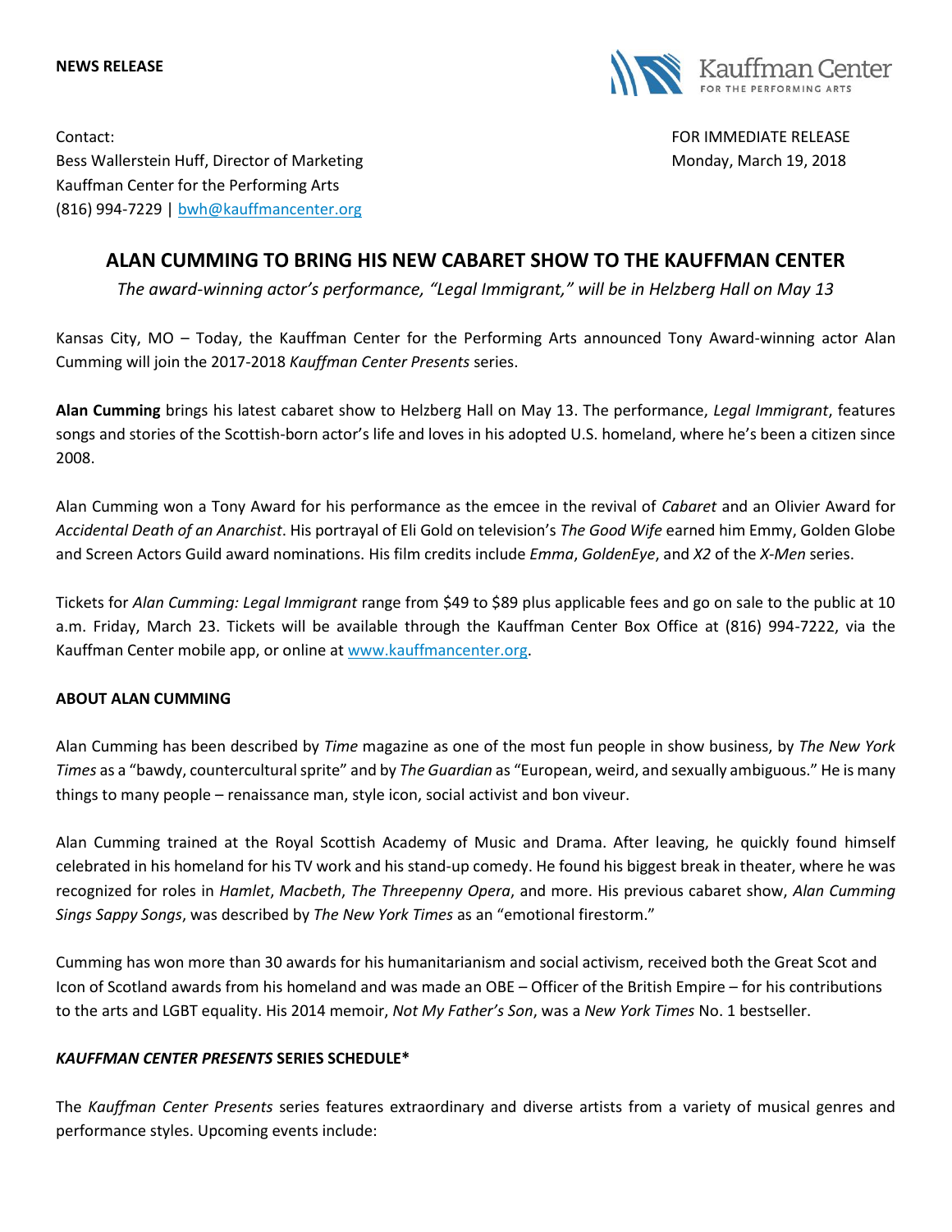**NEWS RELEASE**

Kauffman Center FOR THE PERFORMING ARTS

Contact:
Bess Wallerstein Huff, Director of Marketing
Kauffman Center for the Performing Arts
(816) 994-7229 | bwh@kauffmancenter.org

FOR IMMEDIATE RELEASE
Monday, March 19, 2018

# ALAN CUMMING TO BRING HIS NEW CABARET SHOW TO THE KAUFFMAN CENTER

*The award-winning actor's performance, "Legal Immigrant," will be in Helzberg Hall on May 13*

Kansas City, MO – Today, the Kauffman Center for the Performing Arts announced Tony Award-winning actor Alan Cumming will join the 2017-2018 *Kauffman Center Presents* series.

**Alan Cumming** brings his latest cabaret show to Helzberg Hall on May 13. The performance, *Legal Immigrant*, features songs and stories of the Scottish-born actor's life and loves in his adopted U.S. homeland, where he's been a citizen since 2008.

Alan Cumming won a Tony Award for his performance as the emcee in the revival of *Cabaret* and an Olivier Award for *Accidental Death of an Anarchist*. His portrayal of Eli Gold on television's *The Good Wife* earned him Emmy, Golden Globe and Screen Actors Guild award nominations. His film credits include *Emma*, *GoldenEye*, and *X2* of the *X-Men* series.

Tickets for *Alan Cumming: Legal Immigrant* range from $49 to $89 plus applicable fees and go on sale to the public at 10 a.m. Friday, March 23. Tickets will be available through the Kauffman Center Box Office at (816) 994-7222, via the Kauffman Center mobile app, or online at www.kauffmancenter.org.

## ABOUT ALAN CUMMING

Alan Cumming has been described by *Time* magazine as one of the most fun people in show business, by *The New York Times* as a "bawdy, countercultural sprite" and by *The Guardian* as "European, weird, and sexually ambiguous." He is many things to many people – renaissance man, style icon, social activist and bon viveur.

Alan Cumming trained at the Royal Scottish Academy of Music and Drama. After leaving, he quickly found himself celebrated in his homeland for his TV work and his stand-up comedy. He found his biggest break in theater, where he was recognized for roles in *Hamlet*, *Macbeth*, *The Threepenny Opera*, and more. His previous cabaret show, *Alan Cumming Sings Sappy Songs*, was described by *The New York Times* as an "emotional firestorm."

Cumming has won more than 30 awards for his humanitarianism and social activism, received both the Great Scot and Icon of Scotland awards from his homeland and was made an OBE – Officer of the British Empire – for his contributions to the arts and LGBT equality. His 2014 memoir, *Not My Father's Son*, was a *New York Times* No. 1 bestseller.

## *KAUFFMAN CENTER PRESENTS* SERIES SCHEDULE*

The *Kauffman Center Presents* series features extraordinary and diverse artists from a variety of musical genres and performance styles. Upcoming events include: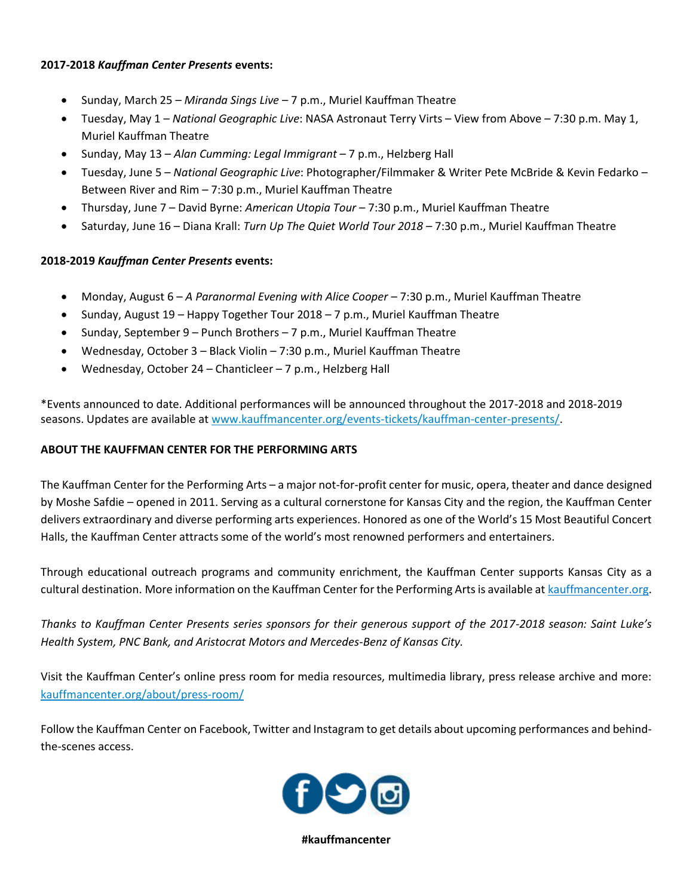**2017-2018 *Kauffman Center Presents* events:**

- Sunday, March 25 – *Miranda Sings Live* – 7 p.m., Muriel Kauffman Theatre
- Tuesday, May 1 – *National Geographic Live*: NASA Astronaut Terry Virts – View from Above – 7:30 p.m. May 1, Muriel Kauffman Theatre
- Sunday, May 13 – *Alan Cumming: Legal Immigrant* – 7 p.m., Helzberg Hall
- Tuesday, June 5 – *National Geographic Live*: Photographer/Filmmaker & Writer Pete McBride & Kevin Fedarko – Between River and Rim – 7:30 p.m., Muriel Kauffman Theatre
- Thursday, June 7 – David Byrne: *American Utopia Tour* – 7:30 p.m., Muriel Kauffman Theatre
- Saturday, June 16 – Diana Krall: *Turn Up The Quiet World Tour 2018* – 7:30 p.m., Muriel Kauffman Theatre

**2018-2019 *Kauffman Center Presents* events:**

- Monday, August 6 – *A Paranormal Evening with Alice Cooper* – 7:30 p.m., Muriel Kauffman Theatre
- Sunday, August 19 – Happy Together Tour 2018 – 7 p.m., Muriel Kauffman Theatre
- Sunday, September 9 – Punch Brothers – 7 p.m., Muriel Kauffman Theatre
- Wednesday, October 3 – Black Violin – 7:30 p.m., Muriel Kauffman Theatre
- Wednesday, October 24 – Chanticleer – 7 p.m., Helzberg Hall

*Events announced to date. Additional performances will be announced throughout the 2017-2018 and 2018-2019 seasons. Updates are available at www.kauffmancenter.org/events-tickets/kauffman-center-presents/.

**ABOUT THE KAUFFMAN CENTER FOR THE PERFORMING ARTS**

The Kauffman Center for the Performing Arts – a major not-for-profit center for music, opera, theater and dance designed by Moshe Safdie – opened in 2011. Serving as a cultural cornerstone for Kansas City and the region, the Kauffman Center delivers extraordinary and diverse performing arts experiences. Honored as one of the World's 15 Most Beautiful Concert Halls, the Kauffman Center attracts some of the world's most renowned performers and entertainers.

Through educational outreach programs and community enrichment, the Kauffman Center supports Kansas City as a cultural destination. More information on the Kauffman Center for the Performing Arts is available at kauffmancenter.org.

*Thanks to Kauffman Center Presents series sponsors for their generous support of the 2017-2018 season: Saint Luke's Health System, PNC Bank, and Aristocrat Motors and Mercedes-Benz of Kansas City.*

Visit the Kauffman Center's online press room for media resources, multimedia library, press release archive and more: kauffmancenter.org/about/press-room/

Follow the Kauffman Center on Facebook, Twitter and Instagram to get details about upcoming performances and behind-the-scenes access.

**#kauffmancenter**